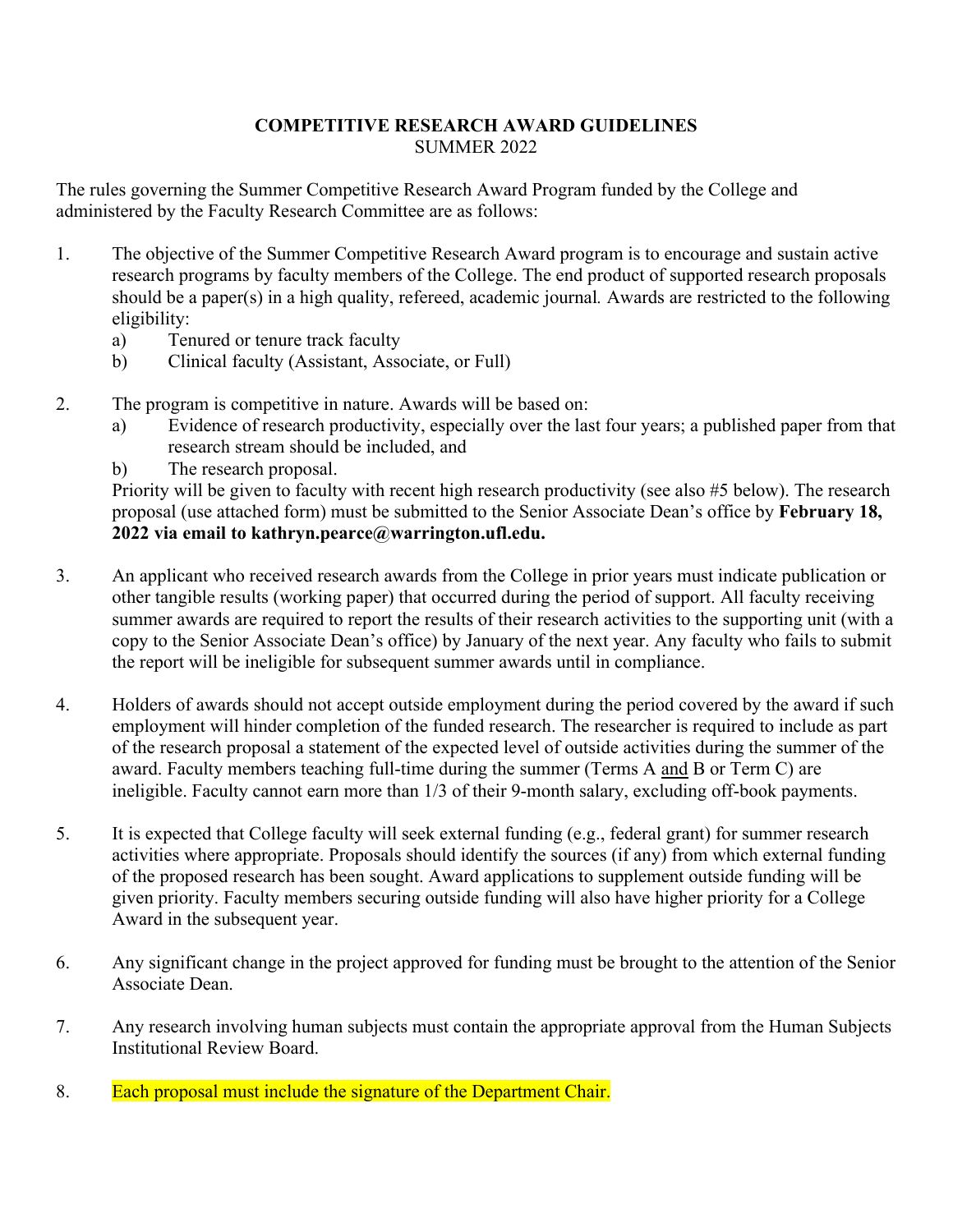# COMPETITIVE RESEARCH AWARD GUIDELINES

SUMMER 2022

The rules governing the Summer Competitive Research Award Program funded by the College and administered by the Faculty Research Committee are as follows:

1. The objective of the Summer Competitive Research Award program is to encourage and sustain active research programs by faculty members of the College. The end product of supported research proposals should be a paper(s) in a high quality, refereed, academic journal. Awards are restricted to the following eligibility:
   a) Tenured or tenure track faculty
   b) Clinical faculty (Assistant, Associate, or Full)

2. The program is competitive in nature. Awards will be based on:
   a) Evidence of research productivity, especially over the last four years; a published paper from that research stream should be included, and
   b) The research proposal.

   Priority will be given to faculty with recent high research productivity (see also #5 below). The research proposal (use attached form) must be submitted to the Senior Associate Dean's office by **February 18, 2022 via email to kathryn.pearce@warrington.ufl.edu.**

3. An applicant who received research awards from the College in prior years must indicate publication or other tangible results (working paper) that occurred during the period of support. All faculty receiving summer awards are required to report the results of their research activities to the supporting unit (with a copy to the Senior Associate Dean's office) by January of the next year. Any faculty who fails to submit the report will be ineligible for subsequent summer awards until in compliance.

4. Holders of awards should not accept outside employment during the period covered by the award if such employment will hinder completion of the funded research. The researcher is required to include as part of the research proposal a statement of the expected level of outside activities during the summer of the award. Faculty members teaching full-time during the summer (Terms A <u>and</u> B or Term C) are ineligible. Faculty cannot earn more than 1/3 of their 9-month salary, excluding off-book payments.

5. It is expected that College faculty will seek external funding (e.g., federal grant) for summer research activities where appropriate. Proposals should identify the sources (if any) from which external funding of the proposed research has been sought. Award applications to supplement outside funding will be given priority. Faculty members securing outside funding will also have higher priority for a College Award in the subsequent year.

6. Any significant change in the project approved for funding must be brought to the attention of the Senior Associate Dean.

7. Any research involving human subjects must contain the appropriate approval from the Human Subjects Institutional Review Board.

8. Each proposal must include the signature of the Department Chair.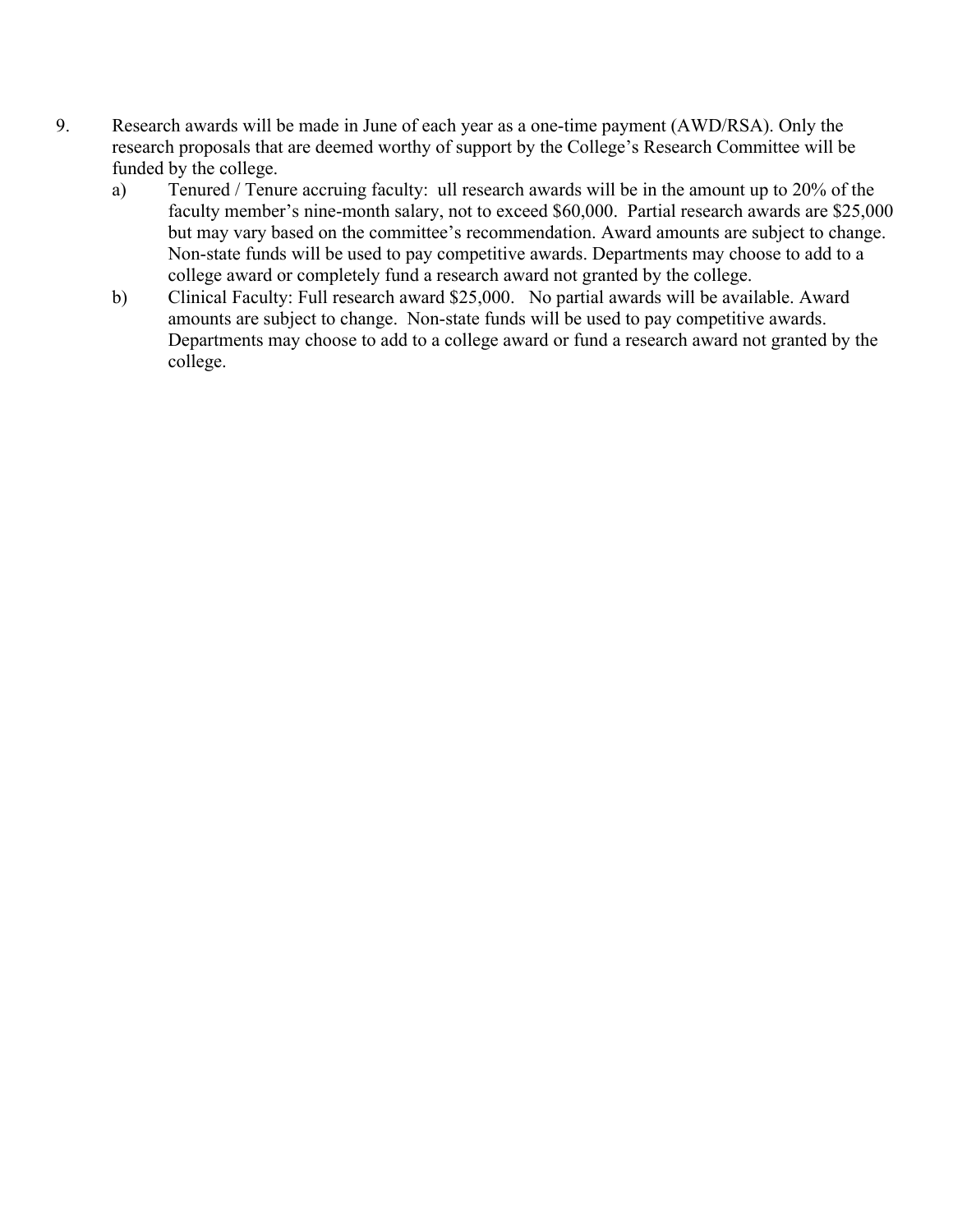9. Research awards will be made in June of each year as a one-time payment (AWD/RSA). Only the research proposals that are deemed worthy of support by the College's Research Committee will be funded by the college.
   a) Tenured / Tenure accruing faculty: ull research awards will be in the amount up to 20% of the faculty member's nine-month salary, not to exceed $60,000. Partial research awards are $25,000 but may vary based on the committee's recommendation. Award amounts are subject to change. Non-state funds will be used to pay competitive awards. Departments may choose to add to a college award or completely fund a research award not granted by the college.
   b) Clinical Faculty: Full research award $25,000. No partial awards will be available. Award amounts are subject to change. Non-state funds will be used to pay competitive awards. Departments may choose to add to a college award or fund a research award not granted by the college.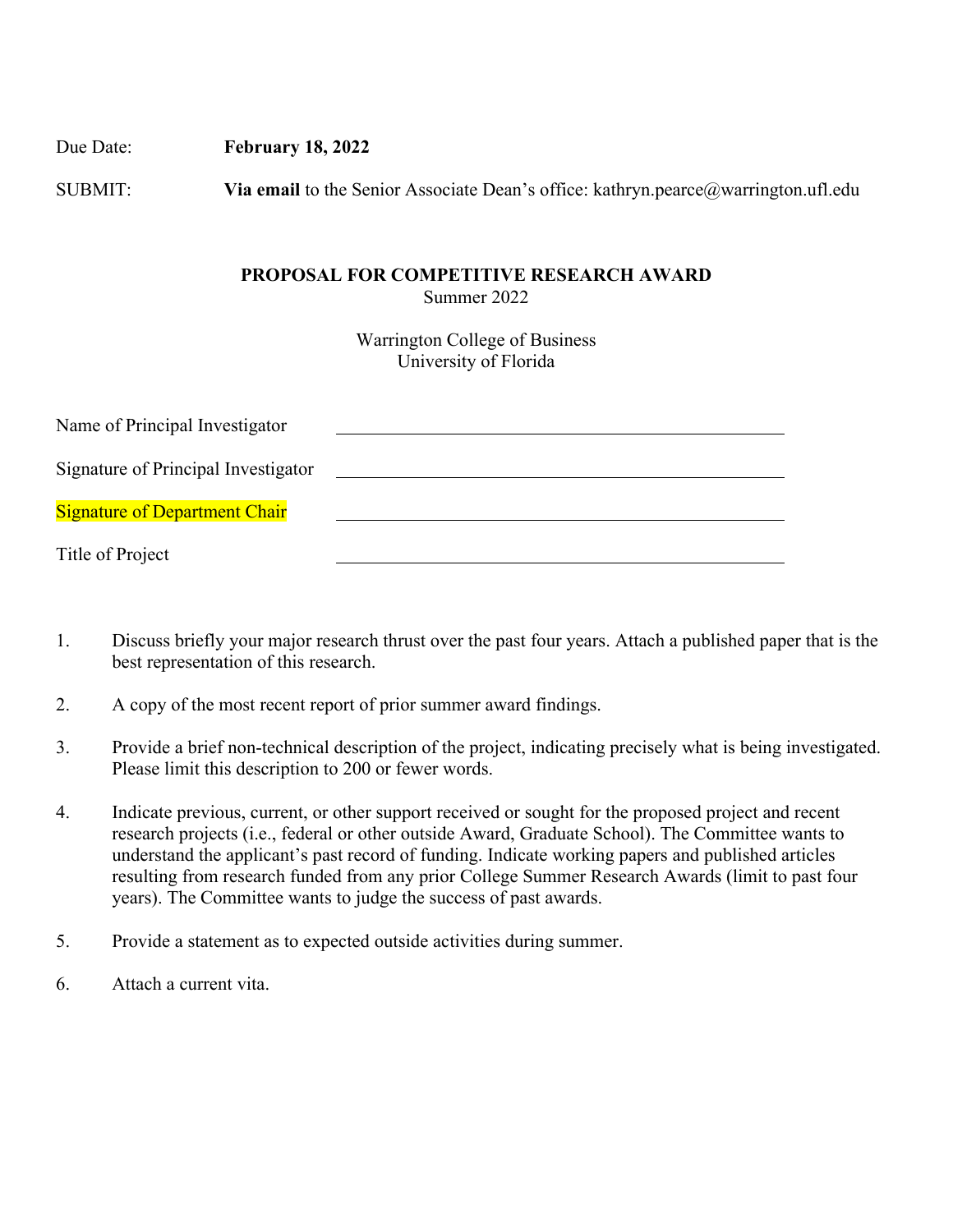Due Date: **February 18, 2022**

SUBMIT: **Via email** to the Senior Associate Dean's office: kathryn.pearce@warrington.ufl.edu

**PROPOSAL FOR COMPETITIVE RESEARCH AWARD**

Summer 2022

Warrington College of Business
University of Florida

Name of Principal Investigator ______________________________

Signature of Principal Investigator ______________________________

Signature of Department Chair ______________________________

Title of Project ______________________________

1. Discuss briefly your major research thrust over the past four years. Attach a published paper that is the best representation of this research.

2. A copy of the most recent report of prior summer award findings.

3. Provide a brief non-technical description of the project, indicating precisely what is being investigated. Please limit this description to 200 or fewer words.

4. Indicate previous, current, or other support received or sought for the proposed project and recent research projects (i.e., federal or other outside Award, Graduate School). The Committee wants to understand the applicant's past record of funding. Indicate working papers and published articles resulting from research funded from any prior College Summer Research Awards (limit to past four years). The Committee wants to judge the success of past awards.

5. Provide a statement as to expected outside activities during summer.

6. Attach a current vita.